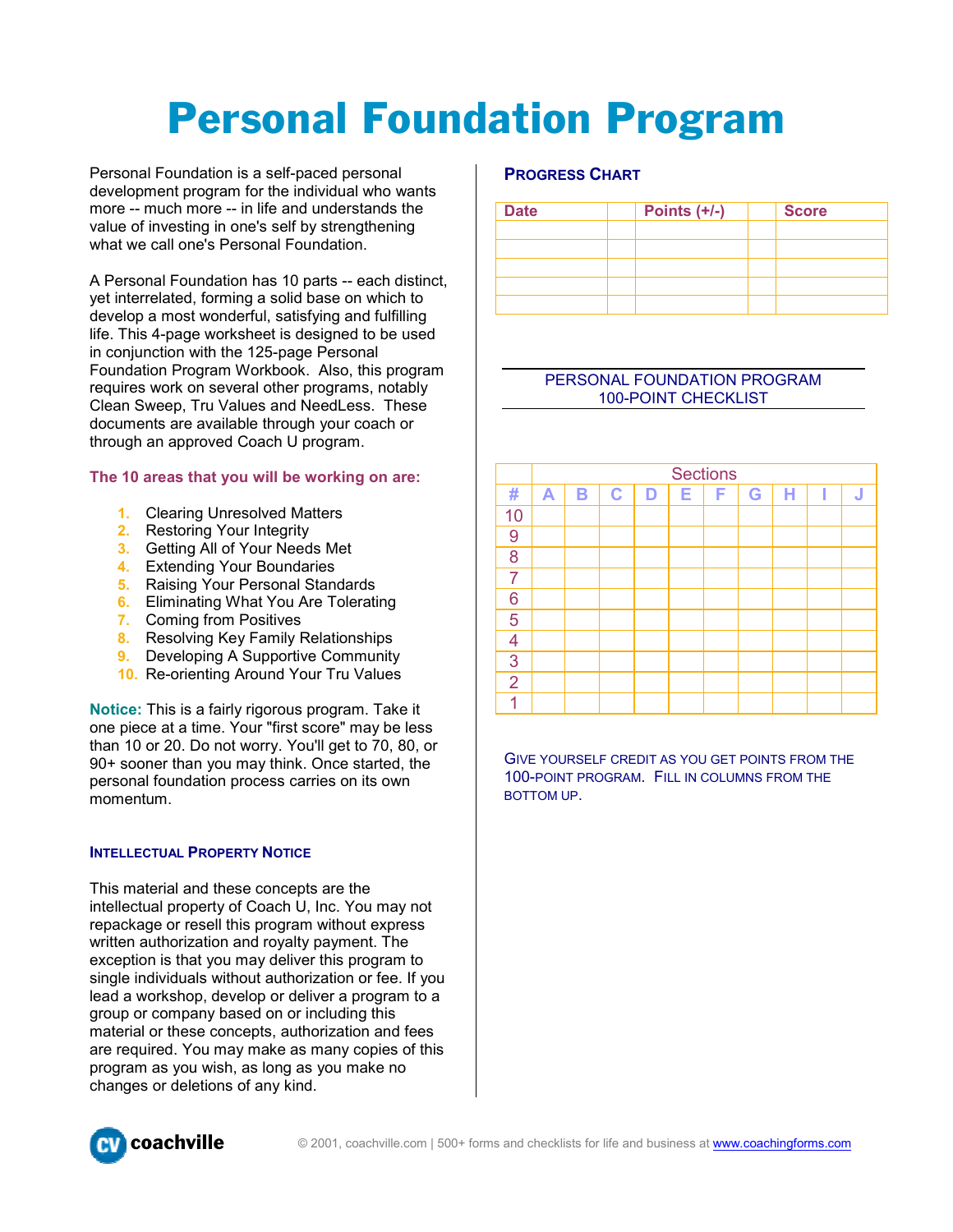# Personal Foundation Program

Personal Foundation is a self-paced personal development program for the individual who wants more -- much more -- in life and understands the value of investing in one's self by strengthening what we call one's Personal Foundation.

A Personal Foundation has 10 parts -- each distinct, yet interrelated, forming a solid base on which to develop a most wonderful, satisfying and fulfilling life. This 4-page worksheet is designed to be used in conjunction with the 125-page Personal Foundation Program Workbook. Also, this program requires work on several other programs, notably Clean Sweep, Tru Values and NeedLess. These documents are available through your coach or through an approved Coach U program.

**The 10 areas that you will be working on are:**

1. Clearing Unresolved Matters
2. Restoring Your Integrity
3. Getting All of Your Needs Met
4. Extending Your Boundaries
5. Raising Your Personal Standards
6. Eliminating What You Are Tolerating
7. Coming from Positives
8. Resolving Key Family Relationships
9. Developing A Supportive Community
10. Re-orienting Around Your Tru Values

**Notice:** This is a fairly rigorous program. Take it one piece at a time. Your "first score" may be less than 10 or 20. Do not worry. You'll get to 70, 80, or 90+ sooner than you may think. Once started, the personal foundation process carries on its own momentum.

### Intellectual Property Notice

This material and these concepts are the intellectual property of Coach U, Inc. You may not repackage or resell this program without express written authorization and royalty payment. The exception is that you may deliver this program to single individuals without authorization or fee. If you lead a workshop, develop or deliver a program to a group or company based on or including this material or these concepts, authorization and fees are required. You may make as many copies of this program as you wish, as long as you make no changes or deletions of any kind.

### Progress Chart

| Date | | Points (+/-) | | Score |
|---|---|---|---|---|
| | | | | |
| | | | | |
| | | | | |
| | | | | |
| | | | | |

### Personal Foundation Program 100-Point Checklist

| | Sections | | | | | | | | | |
|---|---|---|---|---|---|---|---|---|---|---|
| # | A | B | C | D | E | F | G | H | I | J |
| 10 | | | | | | | | | | |
| 9 | | | | | | | | | | |
| 8 | | | | | | | | | | |
| 7 | | | | | | | | | | |
| 6 | | | | | | | | | | |
| 5 | | | | | | | | | | |
| 4 | | | | | | | | | | |
| 3 | | | | | | | | | | |
| 2 | | | | | | | | | | |
| 1 | | | | | | | | | | |

Give yourself credit as you get points from the 100-point program. Fill in columns from the bottom up.

© 2001, coachville.com | 500+ forms and checklists for life and business at www.coachingforms.com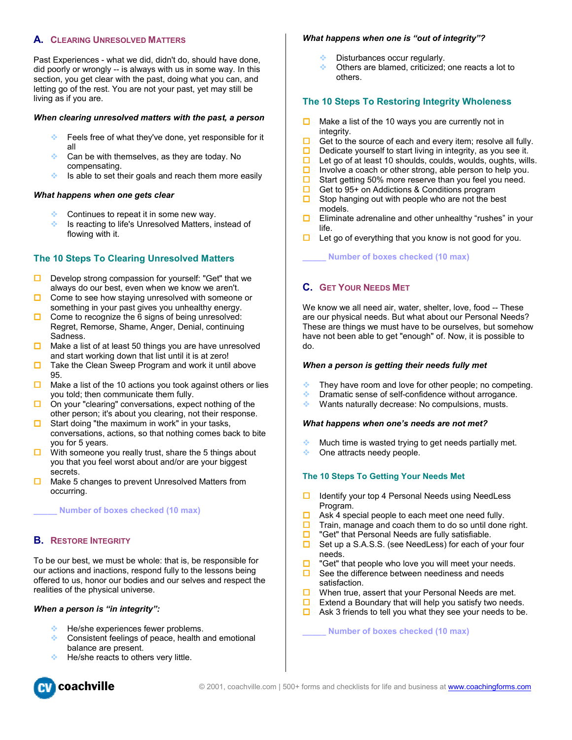## A. Clearing Unresolved Matters

Past Experiences - what we did, didn't do, should have done, did poorly or wrongly -- is always with us in some way. In this section, you get clear with the past, doing what you can, and letting go of the rest. You are not your past, yet may still be living as if you are.

***When clearing unresolved matters with the past, a person***

- Feels free of what they've done, yet responsible for it all
- Can be with themselves, as they are today. No compensating.
- Is able to set their goals and reach them more easily

***What happens when one gets clear***

- Continues to repeat it in some new way.
- Is reacting to life's Unresolved Matters, instead of flowing with it.

### The 10 Steps To Clearing Unresolved Matters

- ☐ Develop strong compassion for yourself: "Get" that we always do our best, even when we know we aren't.
- ☐ Come to see how staying unresolved with someone or something in your past gives you unhealthy energy.
- ☐ Come to recognize the 6 signs of being unresolved: Regret, Remorse, Shame, Anger, Denial, continuing Sadness.
- ☐ Make a list of at least 50 things you are have unresolved and start working down that list until it is at zero!
- ☐ Take the Clean Sweep Program and work it until above 95.
- ☐ Make a list of the 10 actions you took against others or lies you told; then communicate them fully.
- ☐ On your "clearing" conversations, expect nothing of the other person; it's about you clearing, not their response.
- ☐ Start doing "the maximum in work" in your tasks, conversations, actions, so that nothing comes back to bite you for 5 years.
- ☐ With someone you really trust, share the 5 things about you that you feel worst about and/or are your biggest secrets.
- ☐ Make 5 changes to prevent Unresolved Matters from occurring.

_____ Number of boxes checked (10 max)

## B. Restore Integrity

To be our best, we must be whole: that is, be responsible for our actions and inactions, respond fully to the lessons being offered to us, honor our bodies and our selves and respect the realities of the physical universe.

***When a person is "in integrity":***

- He/she experiences fewer problems.
- Consistent feelings of peace, health and emotional balance are present.
- He/she reacts to others very little.

***What happens when one is "out of integrity"?***

- Disturbances occur regularly.
- Others are blamed, criticized; one reacts a lot to others.

### The 10 Steps To Restoring Integrity Wholeness

- ☐ Make a list of the 10 ways you are currently not in integrity.
- ☐ Get to the source of each and every item; resolve all fully.
- ☐ Dedicate yourself to start living in integrity, as you see it.
- ☐ Let go of at least 10 shoulds, coulds, woulds, oughts, wills.
- ☐ Involve a coach or other strong, able person to help you.
- ☐ Start getting 50% more reserve than you feel you need.
- ☐ Get to 95+ on Addictions & Conditions program
- ☐ Stop hanging out with people who are not the best models.
- ☐ Eliminate adrenaline and other unhealthy "rushes" in your life.
- ☐ Let go of everything that you know is not good for you.

_____ Number of boxes checked (10 max)

## C. Get Your Needs Met

We know we all need air, water, shelter, love, food -- These are our physical needs. But what about our Personal Needs? These are things we must have to be ourselves, but somehow have not been able to get "enough" of. Now, it is possible to do.

***When a person is getting their needs fully met***

- They have room and love for other people; no competing.
- Dramatic sense of self-confidence without arrogance.
- Wants naturally decrease: No compulsions, musts.

***What happens when one's needs are not met?***

- Much time is wasted trying to get needs partially met.
- One attracts needy people.

### The 10 Steps To Getting Your Needs Met

- ☐ Identify your top 4 Personal Needs using NeedLess Program.
- ☐ Ask 4 special people to each meet one need fully.
- ☐ Train, manage and coach them to do so until done right.
- ☐ "Get" that Personal Needs are fully satisfiable.
- ☐ Set up a S.A.S.S. (see NeedLess) for each of your four needs.
- ☐ "Get" that people who love you will meet your needs.
- ☐ See the difference between neediness and needs satisfaction.
- ☐ When true, assert that your Personal Needs are met.
- ☐ Extend a Boundary that will help you satisfy two needs.
- ☐ Ask 3 friends to tell you what they see your needs to be.

_____ Number of boxes checked (10 max)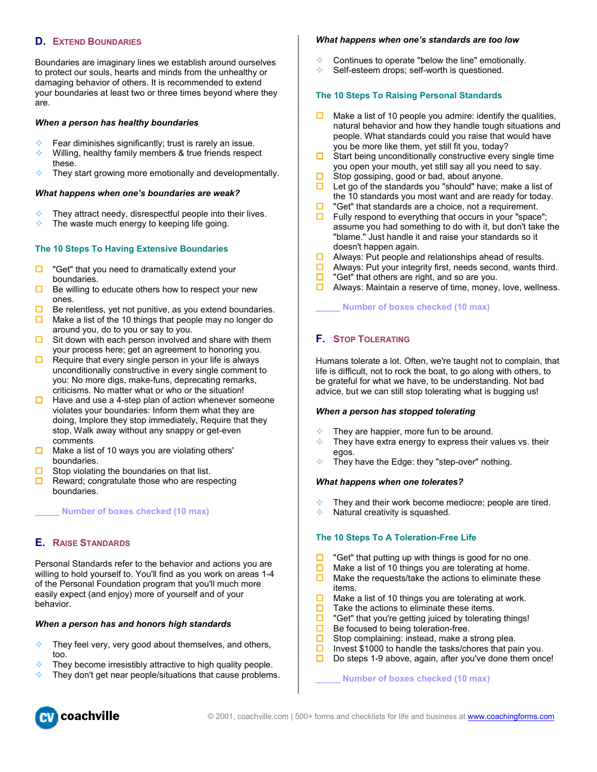## D. Extend Boundaries

Boundaries are imaginary lines we establish around ourselves to protect our souls, hearts and minds from the unhealthy or damaging behavior of others. It is recommended to extend your boundaries at least two or three times beyond where they are.

***When a person has healthy boundaries***

- Fear diminishes significantly; trust is rarely an issue.
- Willing, healthy family members & true friends respect these.
- They start growing more emotionally and developmentally.

***What happens when one's boundaries are weak?***

- They attract needy, disrespectful people into their lives.
- The waste much energy to keeping life going.

### The 10 Steps To Having Extensive Boundaries

- ☐ "Get" that you need to dramatically extend your boundaries.
- ☐ Be willing to educate others how to respect your new ones.
- ☐ Be relentless, yet not punitive, as you extend boundaries.
- ☐ Make a list of the 10 things that people may no longer do around you, do to you or say to you.
- ☐ Sit down with each person involved and share with them your process here; get an agreement to honoring you.
- ☐ Require that every single person in your life is always unconditionally constructive in every single comment to you: No more digs, make-funs, deprecating remarks, criticisms. No matter what or who or the situation!
- ☐ Have and use a 4-step plan of action whenever someone violates your boundaries: Inform them what they are doing, Implore they stop immediately, Require that they stop, Walk away without any snappy or get-even comments
- ☐ Make a list of 10 ways you are violating others' boundaries.
- ☐ Stop violating the boundaries on that list.
- ☐ Reward; congratulate those who are respecting boundaries.

_____ **Number of boxes checked (10 max)**

## E. Raise Standards

Personal Standards refer to the behavior and actions you are willing to hold yourself to. You'll find as you work on areas 1-4 of the Personal Foundation program that you'll much more easily expect (and enjoy) more of yourself and of your behavior.

***When a person has and honors high standards***

- They feel very, very good about themselves, and others, too.
- They become irresistibly attractive to high quality people.
- They don't get near people/situations that cause problems.

***What happens when one's standards are too low***

- Continues to operate "below the line" emotionally.
- Self-esteem drops; self-worth is questioned.

### The 10 Steps To Raising Personal Standards

- ☐ Make a list of 10 people you admire: identify the qualities, natural behavior and how they handle tough situations and people. What standards could you raise that would have you be more like them, yet still fit you, today?
- ☐ Start being unconditionally constructive every single time you open your mouth, yet still say all you need to say.
- ☐ Stop gossiping, good or bad, about anyone.
- ☐ Let go of the standards you "should" have; make a list of the 10 standards you most want and are ready for today.
- ☐ "Get" that standards are a choice, not a requirement.
- ☐ Fully respond to everything that occurs in your "space"; assume you had something to do with it, but don't take the "blame." Just handle it and raise your standards so it doesn't happen again.
- ☐ Always: Put people and relationships ahead of results.
- ☐ Always: Put your integrity first, needs second, wants third.
- ☐ "Get" that others are right, and so are you.
- ☐ Always: Maintain a reserve of time, money, love, wellness.

_____ **Number of boxes checked (10 max)**

## F. Stop Tolerating

Humans tolerate a lot. Often, we're taught not to complain, that life is difficult, not to rock the boat, to go along with others, to be grateful for what we have, to be understanding. Not bad advice, but we can still stop tolerating what is bugging us!

***When a person has stopped tolerating***

- They are happier, more fun to be around.
- They have extra energy to express their values vs. their egos.
- They have the Edge: they "step-over" nothing.

***What happens when one tolerates?***

- They and their work become mediocre; people are tired.
- Natural creativity is squashed.

### The 10 Steps To A Toleration-Free Life

- ☐ "Get" that putting up with things is good for no one.
- ☐ Make a list of 10 things you are tolerating at home.
- ☐ Make the requests/take the actions to eliminate these items.
- ☐ Make a list of 10 things you are tolerating at work.
- ☐ Take the actions to eliminate these items.
- ☐ "Get" that you're getting juiced by tolerating things!
- ☐ Be focused to being toleration-free.
- ☐ Stop complaining: instead, make a strong plea.
- ☐ Invest $1000 to handle the tasks/chores that pain you.
- ☐ Do steps 1-9 above, again, after you've done them once!

_____ **Number of boxes checked (10 max)**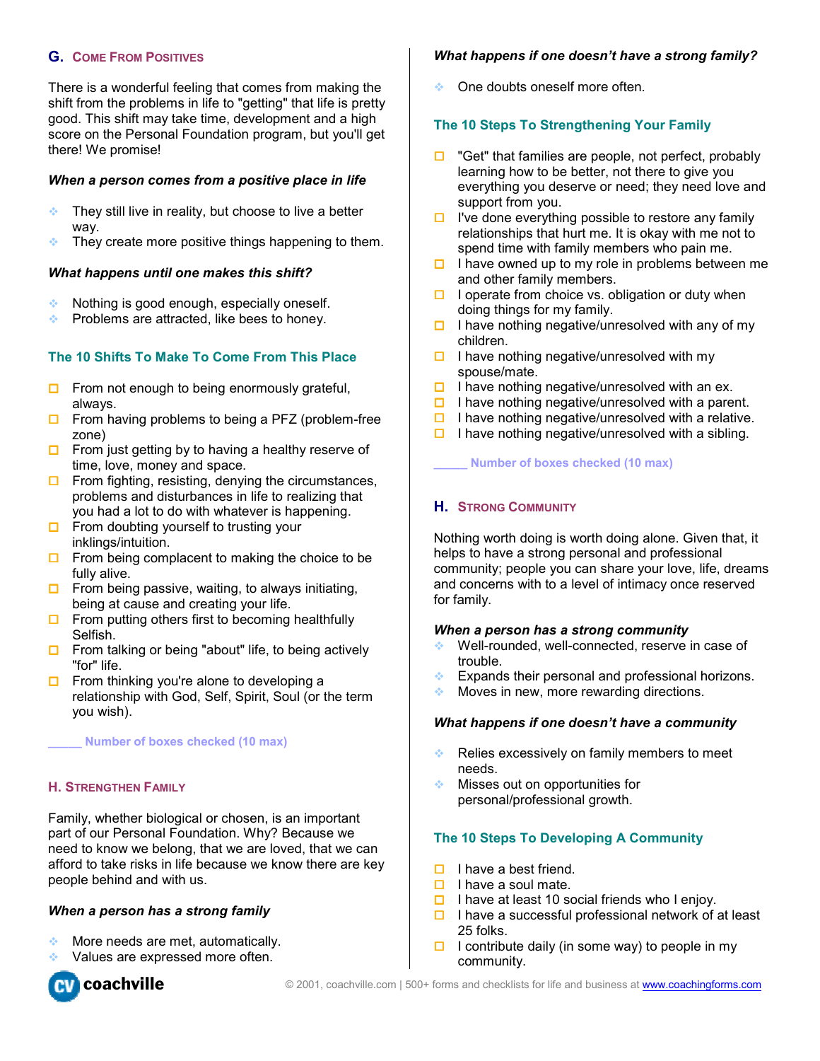## G. Come From Positives

There is a wonderful feeling that comes from making the shift from the problems in life to "getting" that life is pretty good. This shift may take time, development and a high score on the Personal Foundation program, but you'll get there! We promise!

***When a person comes from a positive place in life***

- They still live in reality, but choose to live a better way.
- They create more positive things happening to them.

***What happens until one makes this shift?***

- Nothing is good enough, especially oneself.
- Problems are attracted, like bees to honey.

### The 10 Shifts To Make To Come From This Place

- ☐ From not enough to being enormously grateful, always.
- ☐ From having problems to being a PFZ (problem-free zone)
- ☐ From just getting by to having a healthy reserve of time, love, money and space.
- ☐ From fighting, resisting, denying the circumstances, problems and disturbances in life to realizing that you had a lot to do with whatever is happening.
- ☐ From doubting yourself to trusting your inklings/intuition.
- ☐ From being complacent to making the choice to be fully alive.
- ☐ From being passive, waiting, to always initiating, being at cause and creating your life.
- ☐ From putting others first to becoming healthfully Selfish.
- ☐ From talking or being "about" life, to being actively "for" life.
- ☐ From thinking you're alone to developing a relationship with God, Self, Spirit, Soul (or the term you wish).

_____ Number of boxes checked (10 max)

## H. Strengthen Family

Family, whether biological or chosen, is an important part of our Personal Foundation. Why? Because we need to know we belong, that we are loved, that we can afford to take risks in life because we know there are key people behind and with us.

***When a person has a strong family***

- More needs are met, automatically.
- Values are expressed more often.

***What happens if one doesn't have a strong family?***

- One doubts oneself more often.

### The 10 Steps To Strengthening Your Family

- ☐ "Get" that families are people, not perfect, probably learning how to be better, not there to give you everything you deserve or need; they need love and support from you.
- ☐ I've done everything possible to restore any family relationships that hurt me. It is okay with me not to spend time with family members who pain me.
- ☐ I have owned up to my role in problems between me and other family members.
- ☐ I operate from choice vs. obligation or duty when doing things for my family.
- ☐ I have nothing negative/unresolved with any of my children.
- ☐ I have nothing negative/unresolved with my spouse/mate.
- ☐ I have nothing negative/unresolved with an ex.
- ☐ I have nothing negative/unresolved with a parent.
- ☐ I have nothing negative/unresolved with a relative.
- ☐ I have nothing negative/unresolved with a sibling.

_____ Number of boxes checked (10 max)

## H. Strong Community

Nothing worth doing is worth doing alone. Given that, it helps to have a strong personal and professional community; people you can share your love, life, dreams and concerns with to a level of intimacy once reserved for family.

***When a person has a strong community***

- Well-rounded, well-connected, reserve in case of trouble.
- Expands their personal and professional horizons.
- Moves in new, more rewarding directions.

***What happens if one doesn't have a community***

- Relies excessively on family members to meet needs.
- Misses out on opportunities for personal/professional growth.

### The 10 Steps To Developing A Community

- ☐ I have a best friend.
- ☐ I have a soul mate.
- ☐ I have at least 10 social friends who I enjoy.
- ☐ I have a successful professional network of at least 25 folks.
- ☐ I contribute daily (in some way) to people in my community.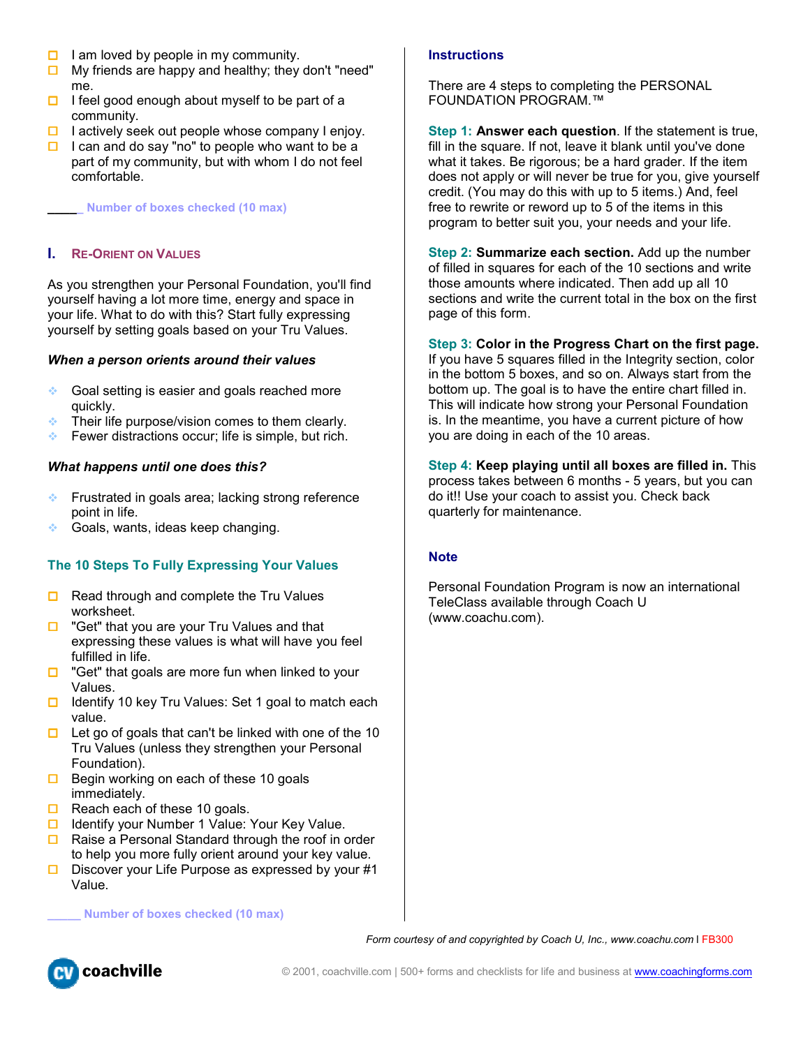- ☐ I am loved by people in my community.
- ☐ My friends are happy and healthy; they don't "need" me.
- ☐ I feel good enough about myself to be part of a community.
- ☐ I actively seek out people whose company I enjoy.
- ☐ I can and do say "no" to people who want to be a part of my community, but with whom I do not feel comfortable.

_____ Number of boxes checked (10 max)

## I. Re-Orient on Values

As you strengthen your Personal Foundation, you'll find yourself having a lot more time, energy and space in your life. What to do with this? Start fully expressing yourself by setting goals based on your Tru Values.

***When a person orients around their values***

- Goal setting is easier and goals reached more quickly.
- Their life purpose/vision comes to them clearly.
- Fewer distractions occur; life is simple, but rich.

***What happens until one does this?***

- Frustrated in goals area; lacking strong reference point in life.
- Goals, wants, ideas keep changing.

### The 10 Steps To Fully Expressing Your Values

- ☐ Read through and complete the Tru Values worksheet.
- ☐ "Get" that you are your Tru Values and that expressing these values is what will have you feel fulfilled in life.
- ☐ "Get" that goals are more fun when linked to your Values.
- ☐ Identify 10 key Tru Values: Set 1 goal to match each value.
- ☐ Let go of goals that can't be linked with one of the 10 Tru Values (unless they strengthen your Personal Foundation).
- ☐ Begin working on each of these 10 goals immediately.
- ☐ Reach each of these 10 goals.
- ☐ Identify your Number 1 Value: Your Key Value.
- ☐ Raise a Personal Standard through the roof in order to help you more fully orient around your key value.
- ☐ Discover your Life Purpose as expressed by your #1 Value.

_____ Number of boxes checked (10 max)

### Instructions

There are 4 steps to completing the PERSONAL FOUNDATION PROGRAM.™

**Step 1: Answer each question**. If the statement is true, fill in the square. If not, leave it blank until you've done what it takes. Be rigorous; be a hard grader. If the item does not apply or will never be true for you, give yourself credit. (You may do this with up to 5 items.) And, feel free to rewrite or reword up to 5 of the items in this program to better suit you, your needs and your life.

**Step 2: Summarize each section.** Add up the number of filled in squares for each of the 10 sections and write those amounts where indicated. Then add up all 10 sections and write the current total in the box on the first page of this form.

**Step 3: Color in the Progress Chart on the first page.** If you have 5 squares filled in the Integrity section, color in the bottom 5 boxes, and so on. Always start from the bottom up. The goal is to have the entire chart filled in. This will indicate how strong your Personal Foundation is. In the meantime, you have a current picture of how you are doing in each of the 10 areas.

**Step 4: Keep playing until all boxes are filled in.** This process takes between 6 months - 5 years, but you can do it!! Use your coach to assist you. Check back quarterly for maintenance.

### Note

Personal Foundation Program is now an international TeleClass available through Coach U (www.coachu.com).

*Form courtesy of and copyrighted by Coach U, Inc., www.coachu.com* I FB300

© 2001, coachville.com | 500+ forms and checklists for life and business at www.coachingforms.com